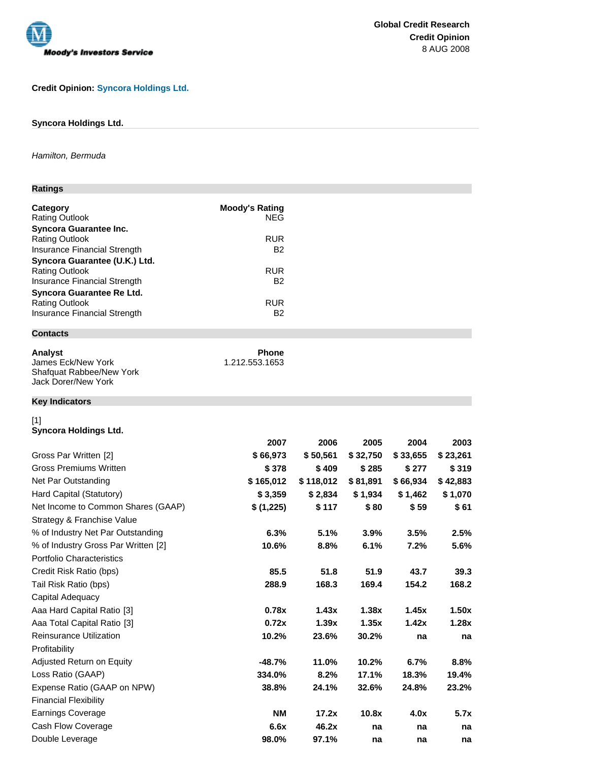Global Credit Research
Credit Opinion
8 AUG 2008

**Credit Opinion: Syncora Holdings Ltd.**

## Syncora Holdings Ltd.

*Hamilton, Bermuda*

### Ratings

| Category | Moody's Rating |
|---|---|
| Rating Outlook | NEG |
| **Syncora Guarantee Inc.** | |
| Rating Outlook | RUR |
| Insurance Financial Strength | B2 |
| **Syncora Guarantee (U.K.) Ltd.** | |
| Rating Outlook | RUR |
| Insurance Financial Strength | B2 |
| **Syncora Guarantee Re Ltd.** | |
| Rating Outlook | RUR |
| Insurance Financial Strength | B2 |

### Contacts

| Analyst | Phone |
|---|---|
| James Eck/New York | 1.212.553.1653 |
| Shafquat Rabbee/New York | |
| Jack Dorer/New York | |

### Key Indicators

[1]
**Syncora Holdings Ltd.**

| | 2007 | 2006 | 2005 | 2004 | 2003 |
|---|---|---|---|---|---|
| Gross Par Written [2] | $ 66,973 | $ 50,561 | $ 32,750 | $ 33,655 | $ 23,261 |
| Gross Premiums Written | $ 378 | $ 409 | $ 285 | $ 277 | $ 319 |
| Net Par Outstanding | $ 165,012 | $ 118,012 | $ 81,891 | $ 66,934 | $ 42,883 |
| Hard Capital (Statutory) | $ 3,359 | $ 2,834 | $ 1,934 | $ 1,462 | $ 1,070 |
| Net Income to Common Shares (GAAP) | $ (1,225) | $ 117 | $ 80 | $ 59 | $ 61 |
| Strategy & Franchise Value | | | | | |
| % of Industry Net Par Outstanding | 6.3% | 5.1% | 3.9% | 3.5% | 2.5% |
| % of Industry Gross Par Written [2] | 10.6% | 8.8% | 6.1% | 7.2% | 5.6% |
| Portfolio Characteristics | | | | | |
| Credit Risk Ratio (bps) | 85.5 | 51.8 | 51.9 | 43.7 | 39.3 |
| Tail Risk Ratio (bps) | 288.9 | 168.3 | 169.4 | 154.2 | 168.2 |
| Capital Adequacy | | | | | |
| Aaa Hard Capital Ratio [3] | 0.78x | 1.43x | 1.38x | 1.45x | 1.50x |
| Aaa Total Capital Ratio [3] | 0.72x | 1.39x | 1.35x | 1.42x | 1.28x |
| Reinsurance Utilization | 10.2% | 23.6% | 30.2% | na | na |
| Profitability | | | | | |
| Adjusted Return on Equity | -48.7% | 11.0% | 10.2% | 6.7% | 8.8% |
| Loss Ratio (GAAP) | 334.0% | 8.2% | 17.1% | 18.3% | 19.4% |
| Expense Ratio (GAAP on NPW) | 38.8% | 24.1% | 32.6% | 24.8% | 23.2% |
| Financial Flexibility | | | | | |
| Earnings Coverage | NM | 17.2x | 10.8x | 4.0x | 5.7x |
| Cash Flow Coverage | 6.6x | 46.2x | na | na | na |
| Double Leverage | 98.0% | 97.1% | na | na | na |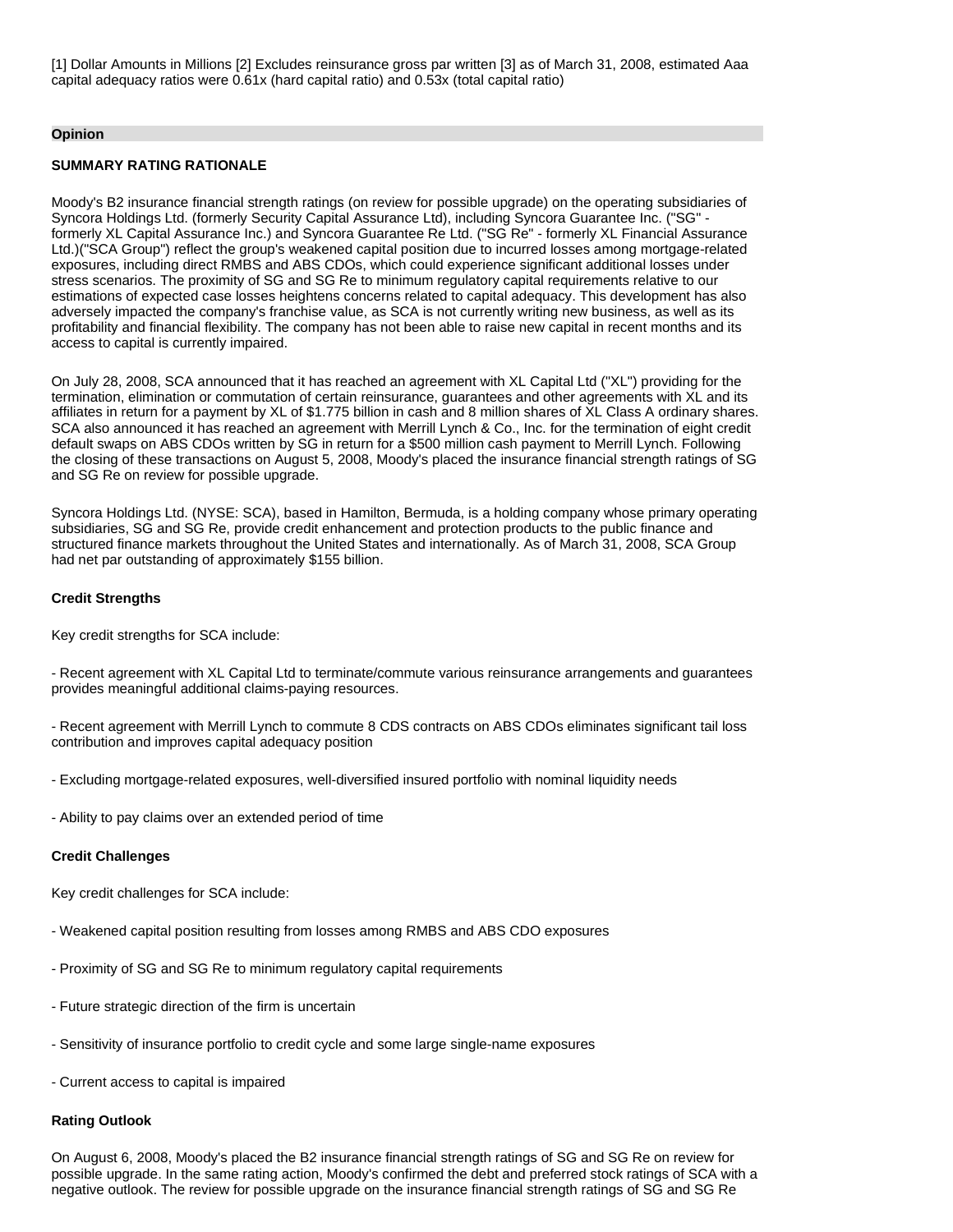[1] Dollar Amounts in Millions [2] Excludes reinsurance gross par written [3] as of March 31, 2008, estimated Aaa capital adequacy ratios were 0.61x (hard capital ratio) and 0.53x (total capital ratio)

## Opinion

### SUMMARY RATING RATIONALE

Moody's B2 insurance financial strength ratings (on review for possible upgrade) on the operating subsidiaries of Syncora Holdings Ltd. (formerly Security Capital Assurance Ltd), including Syncora Guarantee Inc. ("SG" - formerly XL Capital Assurance Inc.) and Syncora Guarantee Re Ltd. ("SG Re" - formerly XL Financial Assurance Ltd.)("SCA Group") reflect the group's weakened capital position due to incurred losses among mortgage-related exposures, including direct RMBS and ABS CDOs, which could experience significant additional losses under stress scenarios. The proximity of SG and SG Re to minimum regulatory capital requirements relative to our estimations of expected case losses heightens concerns related to capital adequacy. This development has also adversely impacted the company's franchise value, as SCA is not currently writing new business, as well as its profitability and financial flexibility. The company has not been able to raise new capital in recent months and its access to capital is currently impaired.

On July 28, 2008, SCA announced that it has reached an agreement with XL Capital Ltd ("XL") providing for the termination, elimination or commutation of certain reinsurance, guarantees and other agreements with XL and its affiliates in return for a payment by XL of $1.775 billion in cash and 8 million shares of XL Class A ordinary shares. SCA also announced it has reached an agreement with Merrill Lynch & Co., Inc. for the termination of eight credit default swaps on ABS CDOs written by SG in return for a $500 million cash payment to Merrill Lynch. Following the closing of these transactions on August 5, 2008, Moody's placed the insurance financial strength ratings of SG and SG Re on review for possible upgrade.

Syncora Holdings Ltd. (NYSE: SCA), based in Hamilton, Bermuda, is a holding company whose primary operating subsidiaries, SG and SG Re, provide credit enhancement and protection products to the public finance and structured finance markets throughout the United States and internationally. As of March 31, 2008, SCA Group had net par outstanding of approximately $155 billion.

### Credit Strengths

Key credit strengths for SCA include:

- Recent agreement with XL Capital Ltd to terminate/commute various reinsurance arrangements and guarantees provides meaningful additional claims-paying resources.

- Recent agreement with Merrill Lynch to commute 8 CDS contracts on ABS CDOs eliminates significant tail loss contribution and improves capital adequacy position

- Excluding mortgage-related exposures, well-diversified insured portfolio with nominal liquidity needs

- Ability to pay claims over an extended period of time

### Credit Challenges

Key credit challenges for SCA include:

- Weakened capital position resulting from losses among RMBS and ABS CDO exposures

- Proximity of SG and SG Re to minimum regulatory capital requirements

- Future strategic direction of the firm is uncertain

- Sensitivity of insurance portfolio to credit cycle and some large single-name exposures

- Current access to capital is impaired

### Rating Outlook

On August 6, 2008, Moody's placed the B2 insurance financial strength ratings of SG and SG Re on review for possible upgrade. In the same rating action, Moody's confirmed the debt and preferred stock ratings of SCA with a negative outlook. The review for possible upgrade on the insurance financial strength ratings of SG and SG Re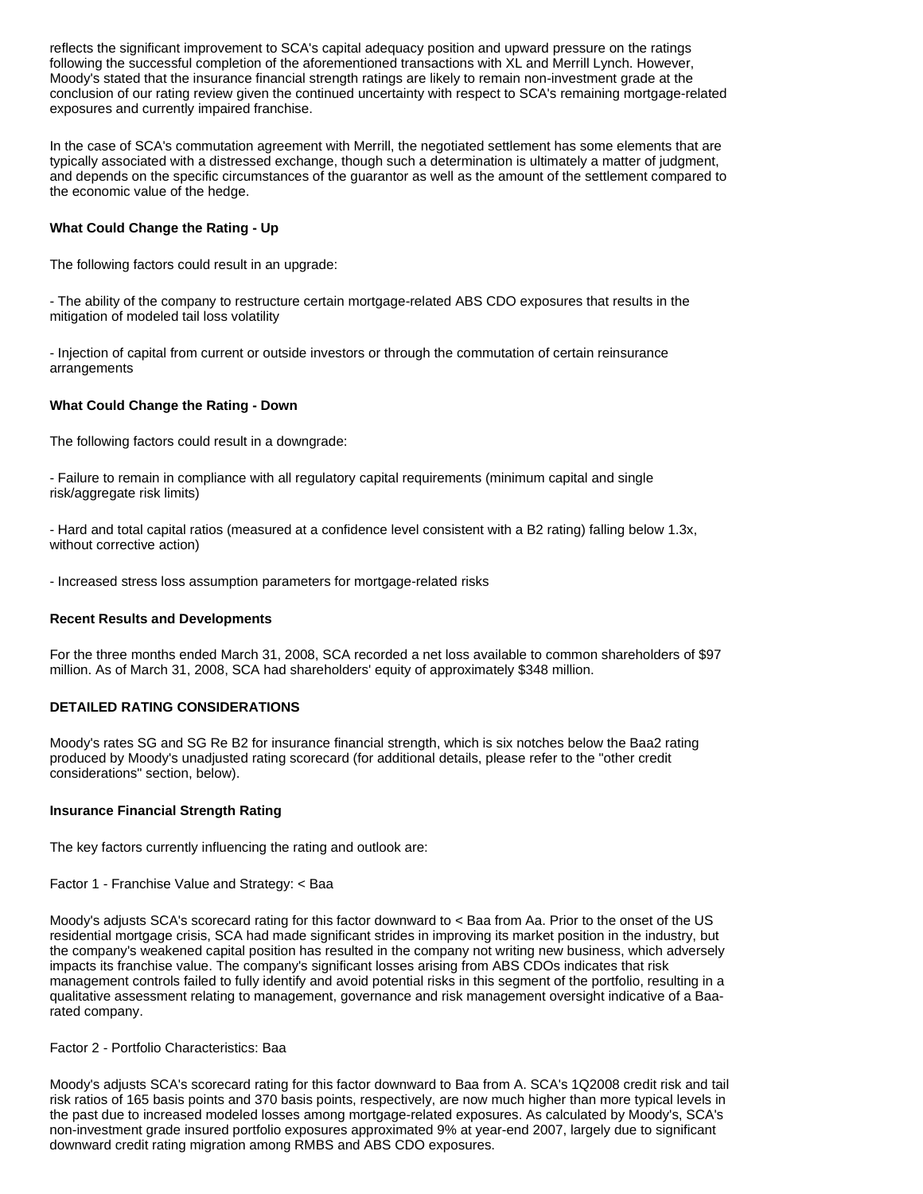reflects the significant improvement to SCA's capital adequacy position and upward pressure on the ratings following the successful completion of the aforementioned transactions with XL and Merrill Lynch. However, Moody's stated that the insurance financial strength ratings are likely to remain non-investment grade at the conclusion of our rating review given the continued uncertainty with respect to SCA's remaining mortgage-related exposures and currently impaired franchise.

In the case of SCA's commutation agreement with Merrill, the negotiated settlement has some elements that are typically associated with a distressed exchange, though such a determination is ultimately a matter of judgment, and depends on the specific circumstances of the guarantor as well as the amount of the settlement compared to the economic value of the hedge.

**What Could Change the Rating - Up**

The following factors could result in an upgrade:

- The ability of the company to restructure certain mortgage-related ABS CDO exposures that results in the mitigation of modeled tail loss volatility

- Injection of capital from current or outside investors or through the commutation of certain reinsurance arrangements

**What Could Change the Rating - Down**

The following factors could result in a downgrade:

- Failure to remain in compliance with all regulatory capital requirements (minimum capital and single risk/aggregate risk limits)

- Hard and total capital ratios (measured at a confidence level consistent with a B2 rating) falling below 1.3x, without corrective action)

- Increased stress loss assumption parameters for mortgage-related risks

**Recent Results and Developments**

For the three months ended March 31, 2008, SCA recorded a net loss available to common shareholders of $97 million. As of March 31, 2008, SCA had shareholders' equity of approximately $348 million.

**DETAILED RATING CONSIDERATIONS**

Moody's rates SG and SG Re B2 for insurance financial strength, which is six notches below the Baa2 rating produced by Moody's unadjusted rating scorecard (for additional details, please refer to the "other credit considerations" section, below).

**Insurance Financial Strength Rating**

The key factors currently influencing the rating and outlook are:

Factor 1 - Franchise Value and Strategy: < Baa

Moody's adjusts SCA's scorecard rating for this factor downward to < Baa from Aa. Prior to the onset of the US residential mortgage crisis, SCA had made significant strides in improving its market position in the industry, but the company's weakened capital position has resulted in the company not writing new business, which adversely impacts its franchise value. The company's significant losses arising from ABS CDOs indicates that risk management controls failed to fully identify and avoid potential risks in this segment of the portfolio, resulting in a qualitative assessment relating to management, governance and risk management oversight indicative of a Baa-rated company.

Factor 2 - Portfolio Characteristics: Baa

Moody's adjusts SCA's scorecard rating for this factor downward to Baa from A. SCA's 1Q2008 credit risk and tail risk ratios of 165 basis points and 370 basis points, respectively, are now much higher than more typical levels in the past due to increased modeled losses among mortgage-related exposures. As calculated by Moody's, SCA's non-investment grade insured portfolio exposures approximated 9% at year-end 2007, largely due to significant downward credit rating migration among RMBS and ABS CDO exposures.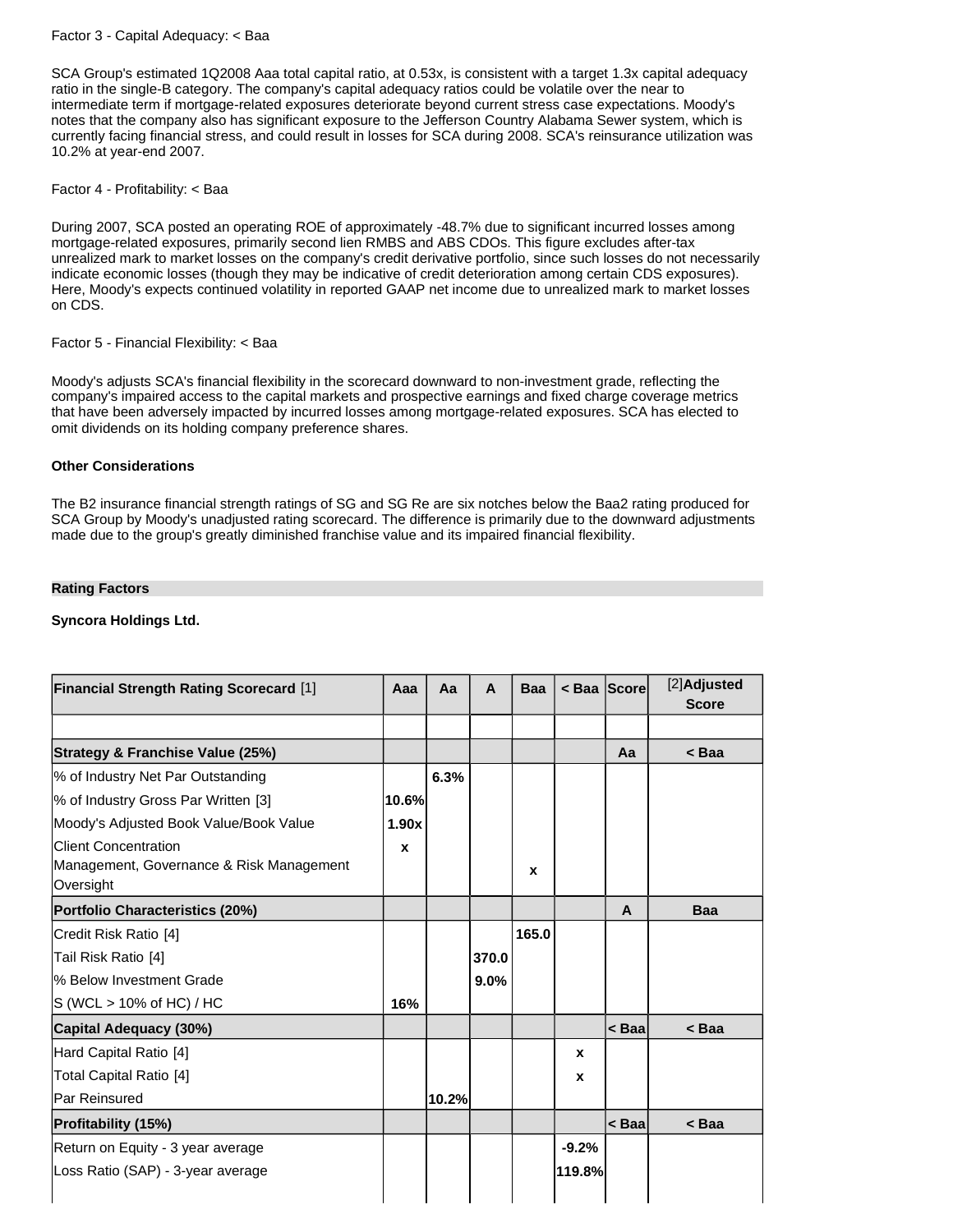Factor 3 - Capital Adequacy: < Baa

SCA Group's estimated 1Q2008 Aaa total capital ratio, at 0.53x, is consistent with a target 1.3x capital adequacy ratio in the single-B category. The company's capital adequacy ratios could be volatile over the near to intermediate term if mortgage-related exposures deteriorate beyond current stress case expectations. Moody's notes that the company also has significant exposure to the Jefferson Country Alabama Sewer system, which is currently facing financial stress, and could result in losses for SCA during 2008. SCA's reinsurance utilization was 10.2% at year-end 2007.

Factor 4 - Profitability: < Baa

During 2007, SCA posted an operating ROE of approximately -48.7% due to significant incurred losses among mortgage-related exposures, primarily second lien RMBS and ABS CDOs. This figure excludes after-tax unrealized mark to market losses on the company's credit derivative portfolio, since such losses do not necessarily indicate economic losses (though they may be indicative of credit deterioration among certain CDS exposures). Here, Moody's expects continued volatility in reported GAAP net income due to unrealized mark to market losses on CDS.

Factor 5 - Financial Flexibility: < Baa

Moody's adjusts SCA's financial flexibility in the scorecard downward to non-investment grade, reflecting the company's impaired access to the capital markets and prospective earnings and fixed charge coverage metrics that have been adversely impacted by incurred losses among mortgage-related exposures. SCA has elected to omit dividends on its holding company preference shares.

**Other Considerations**

The B2 insurance financial strength ratings of SG and SG Re are six notches below the Baa2 rating produced for SCA Group by Moody's unadjusted rating scorecard. The difference is primarily due to the downward adjustments made due to the group's greatly diminished franchise value and its impaired financial flexibility.

**Rating Factors**

**Syncora Holdings Ltd.**

| **Financial Strength Rating Scorecard** [1] | **Aaa** | **Aa** | **A** | **Baa** | **< Baa** | **Score** | [2]**Adjusted Score** |
|---|---|---|---|---|---|---|---|
| | | | | | | | |
| **Strategy & Franchise Value (25%)** | | | | | | **Aa** | **< Baa** |
| % of Industry Net Par Outstanding | | **6.3%** | | | | | |
| % of Industry Gross Par Written [3] | **10.6%** | | | | | | |
| Moody's Adjusted Book Value/Book Value | **1.90x** | | | | | | |
| Client Concentration | **x** | | | | | | |
| Management, Governance & Risk Management Oversight | | | | **x** | | | |
| **Portfolio Characteristics (20%)** | | | | | | **A** | **Baa** |
| Credit Risk Ratio [4] | | | | **165.0** | | | |
| Tail Risk Ratio [4] | | | **370.0** | | | | |
| % Below Investment Grade | | | **9.0%** | | | | |
| S (WCL > 10% of HC) / HC | **16%** | | | | | | |
| **Capital Adequacy (30%)** | | | | | | **< Baa** | **< Baa** |
| Hard Capital Ratio [4] | | | | | **x** | | |
| Total Capital Ratio [4] | | | | | **x** | | |
| Par Reinsured | | **10.2%** | | | | | |
| **Profitability (15%)** | | | | | | **< Baa** | **< Baa** |
| Return on Equity - 3 year average | | | | | **-9.2%** | | |
| Loss Ratio (SAP) - 3-year average | | | | | **119.8%** | | |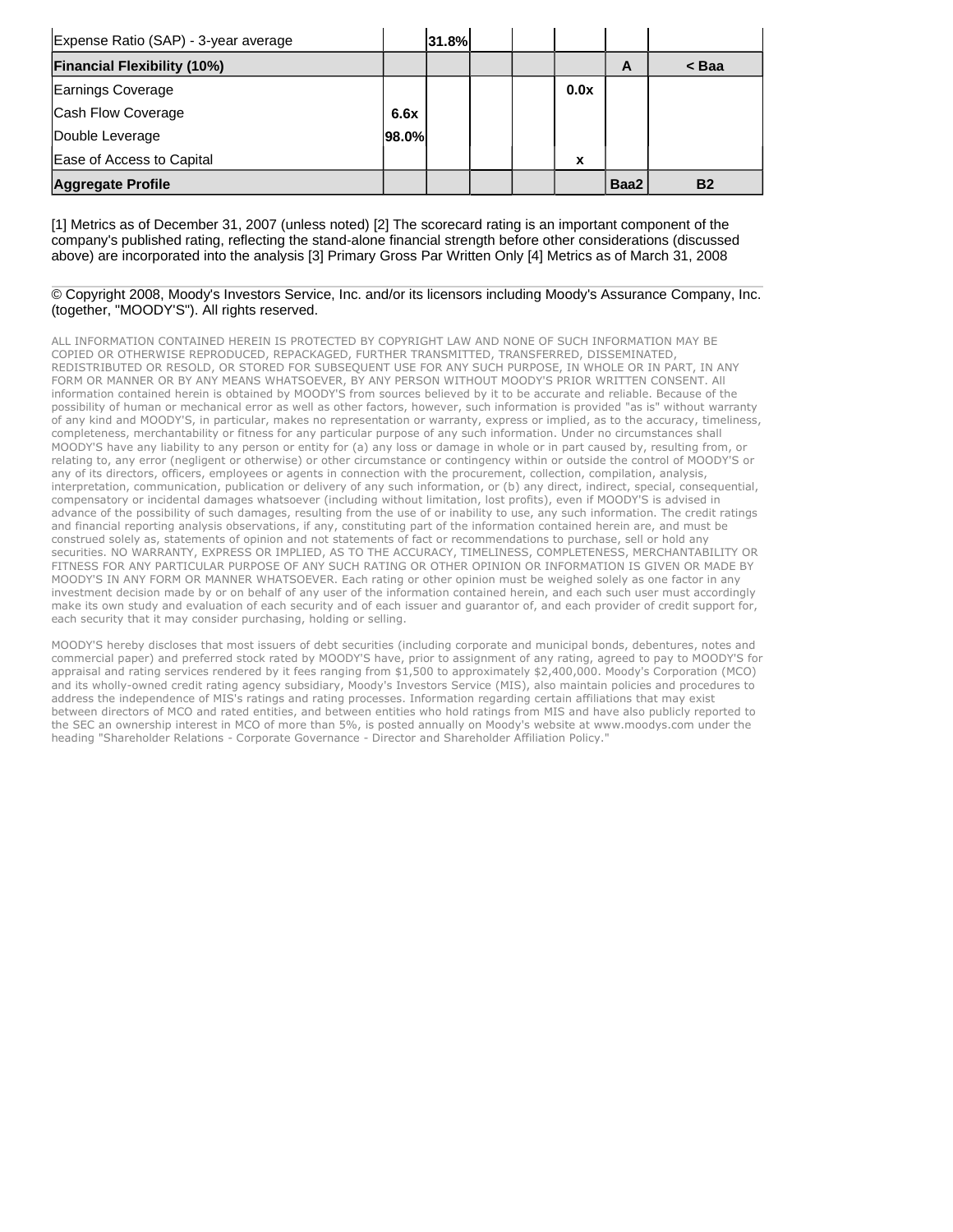| | | | | | | | |
|---|---|---|---|---|---|---|---|
| Expense Ratio (SAP) - 3-year average | | 31.8% | | | | | |
| **Financial Flexibility (10%)** | | | | | | **A** | **< Baa** |
| Earnings Coverage | | | | | 0.0x | | |
| Cash Flow Coverage | 6.6x | | | | | | |
| Double Leverage | 98.0% | | | | | | |
| Ease of Access to Capital | | | | | x | | |
| **Aggregate Profile** | | | | | | **Baa2** | **B2** |

[1] Metrics as of December 31, 2007 (unless noted) [2] The scorecard rating is an important component of the company's published rating, reflecting the stand-alone financial strength before other considerations (discussed above) are incorporated into the analysis [3] Primary Gross Par Written Only [4] Metrics as of March 31, 2008

© Copyright 2008, Moody's Investors Service, Inc. and/or its licensors including Moody's Assurance Company, Inc. (together, "MOODY'S"). All rights reserved.

ALL INFORMATION CONTAINED HEREIN IS PROTECTED BY COPYRIGHT LAW AND NONE OF SUCH INFORMATION MAY BE COPIED OR OTHERWISE REPRODUCED, REPACKAGED, FURTHER TRANSMITTED, TRANSFERRED, DISSEMINATED, REDISTRIBUTED OR RESOLD, OR STORED FOR SUBSEQUENT USE FOR ANY SUCH PURPOSE, IN WHOLE OR IN PART, IN ANY FORM OR MANNER OR BY ANY MEANS WHATSOEVER, BY ANY PERSON WITHOUT MOODY'S PRIOR WRITTEN CONSENT. All information contained herein is obtained by MOODY'S from sources believed by it to be accurate and reliable. Because of the possibility of human or mechanical error as well as other factors, however, such information is provided "as is" without warranty of any kind and MOODY'S, in particular, makes no representation or warranty, express or implied, as to the accuracy, timeliness, completeness, merchantability or fitness for any particular purpose of any such information. Under no circumstances shall MOODY'S have any liability to any person or entity for (a) any loss or damage in whole or in part caused by, resulting from, or relating to, any error (negligent or otherwise) or other circumstance or contingency within or outside the control of MOODY'S or any of its directors, officers, employees or agents in connection with the procurement, collection, compilation, analysis, interpretation, communication, publication or delivery of any such information, or (b) any direct, indirect, special, consequential, compensatory or incidental damages whatsoever (including without limitation, lost profits), even if MOODY'S is advised in advance of the possibility of such damages, resulting from the use of or inability to use, any such information. The credit ratings and financial reporting analysis observations, if any, constituting part of the information contained herein are, and must be construed solely as, statements of opinion and not statements of fact or recommendations to purchase, sell or hold any securities. NO WARRANTY, EXPRESS OR IMPLIED, AS TO THE ACCURACY, TIMELINESS, COMPLETENESS, MERCHANTABILITY OR FITNESS FOR ANY PARTICULAR PURPOSE OF ANY SUCH RATING OR OTHER OPINION OR INFORMATION IS GIVEN OR MADE BY MOODY'S IN ANY FORM OR MANNER WHATSOEVER. Each rating or other opinion must be weighed solely as one factor in any investment decision made by or on behalf of any user of the information contained herein, and each such user must accordingly make its own study and evaluation of each security and of each issuer and guarantor of, and each provider of credit support for, each security that it may consider purchasing, holding or selling.

MOODY'S hereby discloses that most issuers of debt securities (including corporate and municipal bonds, debentures, notes and commercial paper) and preferred stock rated by MOODY'S have, prior to assignment of any rating, agreed to pay to MOODY'S for appraisal and rating services rendered by it fees ranging from $1,500 to approximately $2,400,000. Moody's Corporation (MCO) and its wholly-owned credit rating agency subsidiary, Moody's Investors Service (MIS), also maintain policies and procedures to address the independence of MIS's ratings and rating processes. Information regarding certain affiliations that may exist between directors of MCO and rated entities, and between entities who hold ratings from MIS and have also publicly reported to the SEC an ownership interest in MCO of more than 5%, is posted annually on Moody's website at www.moodys.com under the heading "Shareholder Relations - Corporate Governance - Director and Shareholder Affiliation Policy."